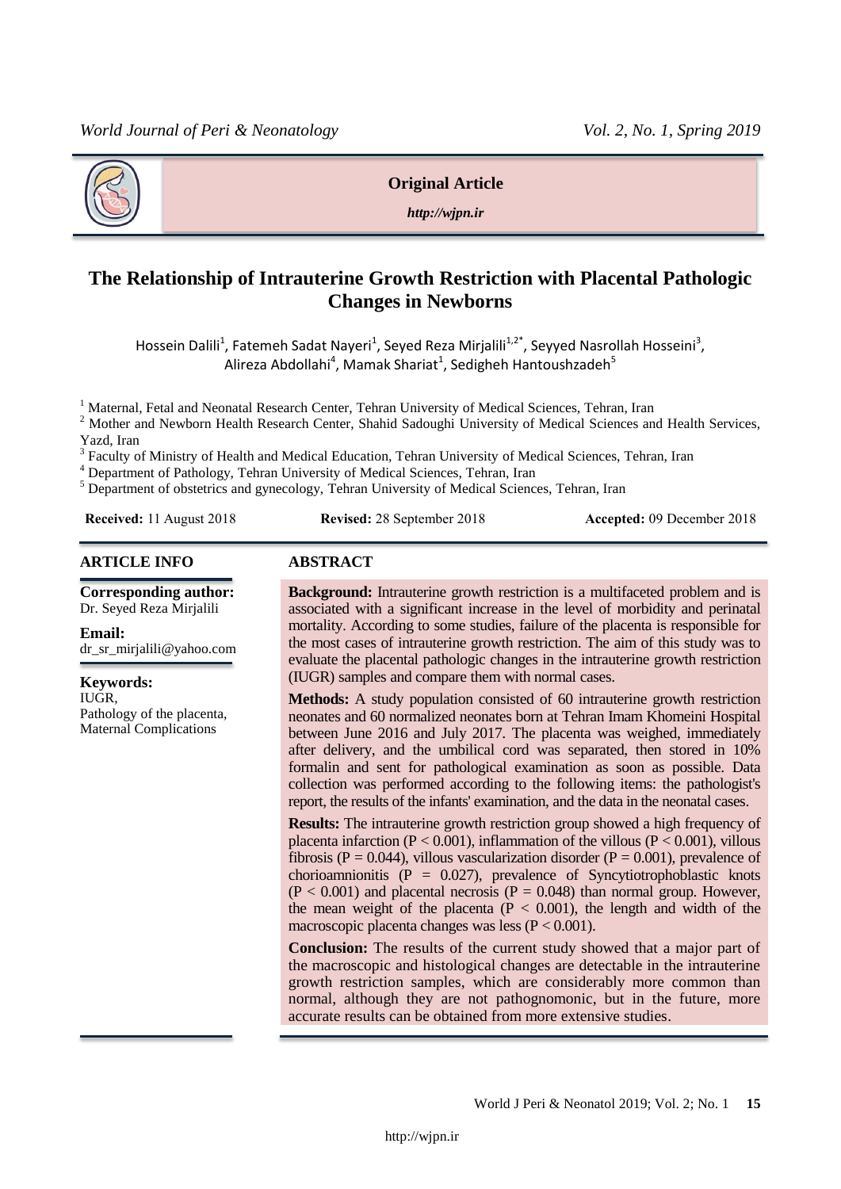**Original Article**

*http://wjpn.ir*

# The Relationship of Intrauterine Growth Restriction with Placental Pathologic Changes in Newborns

Hossein Dalili[1], Fatemeh Sadat Nayeri[1], Seyed Reza Mirjalili[1,2*], Seyyed Nasrollah Hosseini[3], Alireza Abdollahi[4], Mamak Shariat[1], Sedigheh Hantoushzadeh[5]

[1] Maternal, Fetal and Neonatal Research Center, Tehran University of Medical Sciences, Tehran, Iran
[2] Mother and Newborn Health Research Center, Shahid Sadoughi University of Medical Sciences and Health Services, Yazd, Iran
[3] Faculty of Ministry of Health and Medical Education, Tehran University of Medical Sciences, Tehran, Iran
[4] Department of Pathology, Tehran University of Medical Sciences, Tehran, Iran
[5] Department of obstetrics and gynecology, Tehran University of Medical Sciences, Tehran, Iran

**Received:** 11 August 2018 **Revised:** 28 September 2018 **Accepted:** 09 December 2018

## ARTICLE INFO

**Corresponding author:**
Dr. Seyed Reza Mirjalili

**Email:**
dr_sr_mirjalili@yahoo.com

**Keywords:**
IUGR,
Pathology of the placenta,
Maternal Complications

## ABSTRACT

**Background:** Intrauterine growth restriction is a multifaceted problem and is associated with a significant increase in the level of morbidity and perinatal mortality. According to some studies, failure of the placenta is responsible for the most cases of intrauterine growth restriction. The aim of this study was to evaluate the placental pathologic changes in the intrauterine growth restriction (IUGR) samples and compare them with normal cases.

**Methods:** A study population consisted of 60 intrauterine growth restriction neonates and 60 normalized neonates born at Tehran Imam Khomeini Hospital between June 2016 and July 2017. The placenta was weighed, immediately after delivery, and the umbilical cord was separated, then stored in 10% formalin and sent for pathological examination as soon as possible. Data collection was performed according to the following items: the pathologist's report, the results of the infants' examination, and the data in the neonatal cases.

**Results:** The intrauterine growth restriction group showed a high frequency of placenta infarction ($P < 0.001$), inflammation of the villous ($P < 0.001$), villous fibrosis ($P = 0.044$), villous vascularization disorder ($P = 0.001$), prevalence of chorioamnionitis ($P = 0.027$), prevalence of Syncytiotrophoblastic knots ($P < 0.001$) and placental necrosis ($P = 0.048$) than normal group. However, the mean weight of the placenta ($P < 0.001$), the length and width of the macroscopic placenta changes was less ($P < 0.001$).

**Conclusion:** The results of the current study showed that a major part of the macroscopic and histological changes are detectable in the intrauterine growth restriction samples, which are considerably more common than normal, although they are not pathognomonic, but in the future, more accurate results can be obtained from more extensive studies.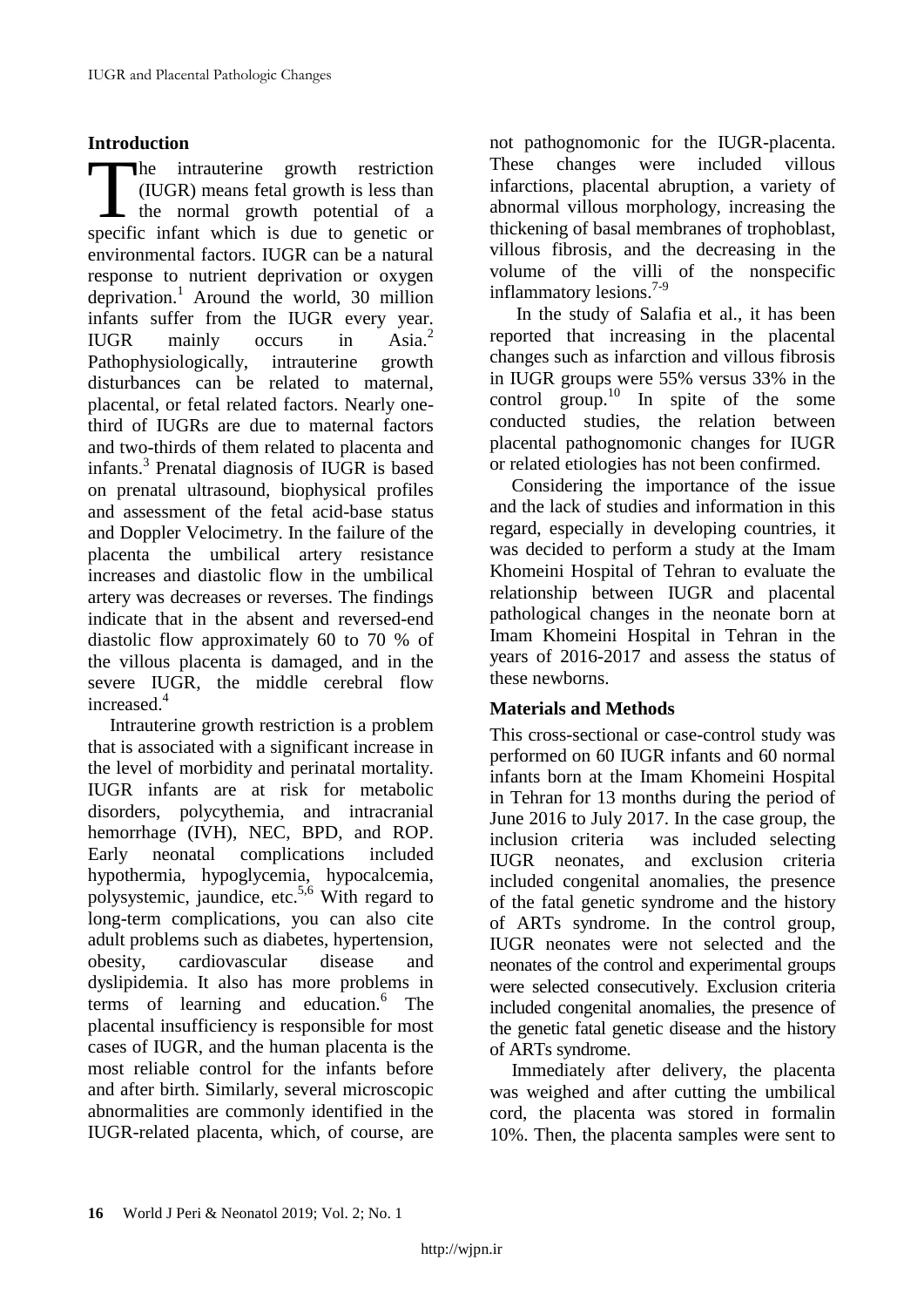## Introduction

The intrauterine growth restriction (IUGR) means fetal growth is less than the normal growth potential of a specific infant which is due to genetic or environmental factors. IUGR can be a natural response to nutrient deprivation or oxygen deprivation.[1] Around the world, 30 million infants suffer from the IUGR every year. IUGR mainly occurs in Asia.[2] Pathophysiologically, intrauterine growth disturbances can be related to maternal, placental, or fetal related factors. Nearly one-third of IUGRs are due to maternal factors and two-thirds of them related to placenta and infants.[3] Prenatal diagnosis of IUGR is based on prenatal ultrasound, biophysical profiles and assessment of the fetal acid-base status and Doppler Velocimetry. In the failure of the placenta the umbilical artery resistance increases and diastolic flow in the umbilical artery was decreases or reverses. The findings indicate that in the absent and reversed-end diastolic flow approximately 60 to 70 % of the villous placenta is damaged, and in the severe IUGR, the middle cerebral flow increased.[4]

Intrauterine growth restriction is a problem that is associated with a significant increase in the level of morbidity and perinatal mortality. IUGR infants are at risk for metabolic disorders, polycythemia, and intracranial hemorrhage (IVH), NEC, BPD, and ROP. Early neonatal complications included hypothermia, hypoglycemia, hypocalcemia, polysystemic, jaundice, etc.[5,6] With regard to long-term complications, you can also cite adult problems such as diabetes, hypertension, obesity, cardiovascular disease and dyslipidemia. It also has more problems in terms of learning and education.[6] The placental insufficiency is responsible for most cases of IUGR, and the human placenta is the most reliable control for the infants before and after birth. Similarly, several microscopic abnormalities are commonly identified in the IUGR-related placenta, which, of course, are not pathognomonic for the IUGR-placenta. These changes were included villous infarctions, placental abruption, a variety of abnormal villous morphology, increasing the thickening of basal membranes of trophoblast, villous fibrosis, and the decreasing in the volume of the villi of the nonspecific inflammatory lesions.[7-9]

In the study of Salafia et al., it has been reported that increasing in the placental changes such as infarction and villous fibrosis in IUGR groups were 55% versus 33% in the control group.[10] In spite of the some conducted studies, the relation between placental pathognomonic changes for IUGR or related etiologies has not been confirmed.

Considering the importance of the issue and the lack of studies and information in this regard, especially in developing countries, it was decided to perform a study at the Imam Khomeini Hospital of Tehran to evaluate the relationship between IUGR and placental pathological changes in the neonate born at Imam Khomeini Hospital in Tehran in the years of 2016-2017 and assess the status of these newborns.

## Materials and Methods

This cross-sectional or case-control study was performed on 60 IUGR infants and 60 normal infants born at the Imam Khomeini Hospital in Tehran for 13 months during the period of June 2016 to July 2017. In the case group, the inclusion criteria was included selecting IUGR neonates, and exclusion criteria included congenital anomalies, the presence of the fatal genetic syndrome and the history of ARTs syndrome. In the control group, IUGR neonates were not selected and the neonates of the control and experimental groups were selected consecutively. Exclusion criteria included congenital anomalies, the presence of the genetic fatal genetic disease and the history of ARTs syndrome.

Immediately after delivery, the placenta was weighed and after cutting the umbilical cord, the placenta was stored in formalin 10%. Then, the placenta samples were sent to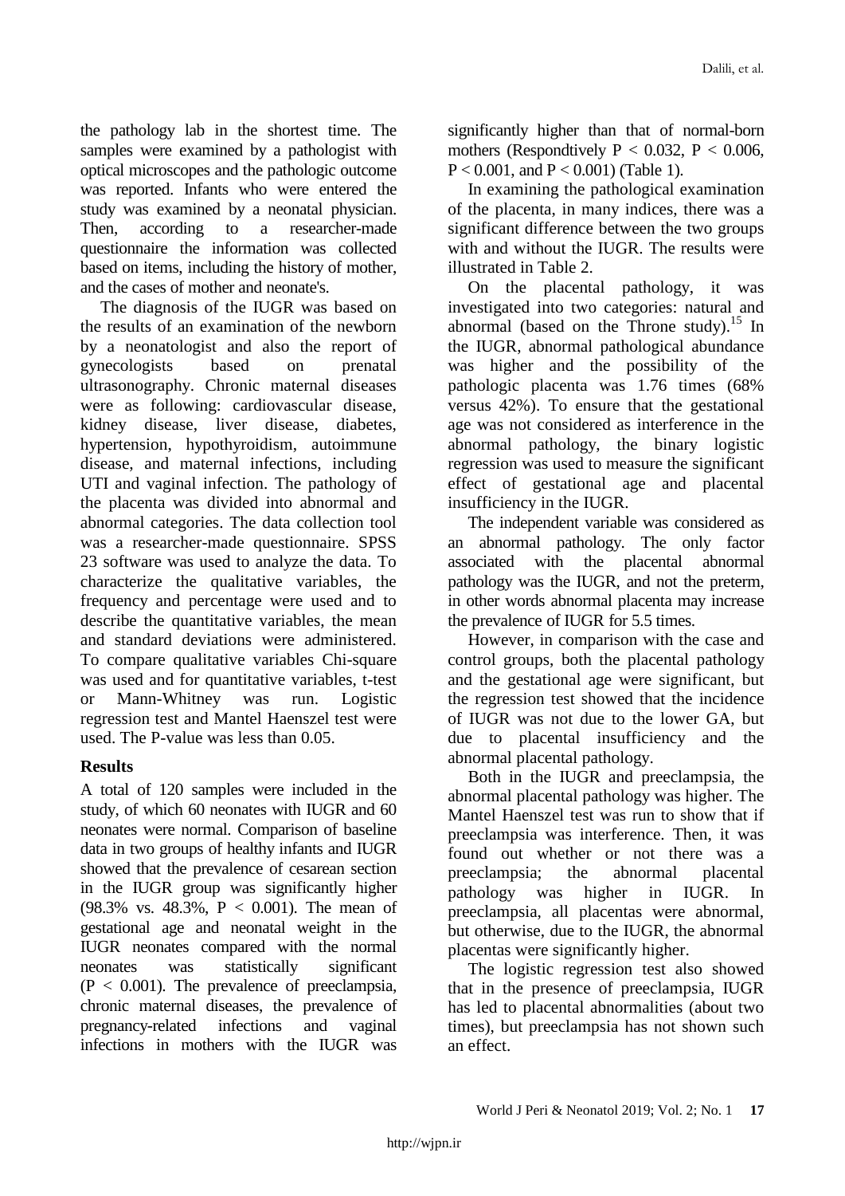the pathology lab in the shortest time. The samples were examined by a pathologist with optical microscopes and the pathologic outcome was reported. Infants who were entered the study was examined by a neonatal physician. Then, according to a researcher-made questionnaire the information was collected based on items, including the history of mother, and the cases of mother and neonate's.

The diagnosis of the IUGR was based on the results of an examination of the newborn by a neonatologist and also the report of gynecologists based on prenatal ultrasonography. Chronic maternal diseases were as following: cardiovascular disease, kidney disease, liver disease, diabetes, hypertension, hypothyroidism, autoimmune disease, and maternal infections, including UTI and vaginal infection. The pathology of the placenta was divided into abnormal and abnormal categories. The data collection tool was a researcher-made questionnaire. SPSS 23 software was used to analyze the data. To characterize the qualitative variables, the frequency and percentage were used and to describe the quantitative variables, the mean and standard deviations were administered. To compare qualitative variables Chi-square was used and for quantitative variables, t-test or Mann-Whitney was run. Logistic regression test and Mantel Haenszel test were used. The P-value was less than 0.05.

## Results

A total of 120 samples were included in the study, of which 60 neonates with IUGR and 60 neonates were normal. Comparison of baseline data in two groups of healthy infants and IUGR showed that the prevalence of cesarean section in the IUGR group was significantly higher (98.3% vs. 48.3%, $P < 0.001$). The mean of gestational age and neonatal weight in the IUGR neonates compared with the normal neonates was statistically significant ($P < 0.001$). The prevalence of preeclampsia, chronic maternal diseases, the prevalence of pregnancy-related infections and vaginal infections in mothers with the IUGR was significantly higher than that of normal-born mothers (Respondtively $P < 0.032$, $P < 0.006$, $P < 0.001$, and $P < 0.001$) (Table 1).

In examining the pathological examination of the placenta, in many indices, there was a significant difference between the two groups with and without the IUGR. The results were illustrated in Table 2.

On the placental pathology, it was investigated into two categories: natural and abnormal (based on the Throne study).[15] In the IUGR, abnormal pathological abundance was higher and the possibility of the pathologic placenta was 1.76 times (68% versus 42%). To ensure that the gestational age was not considered as interference in the abnormal pathology, the binary logistic regression was used to measure the significant effect of gestational age and placental insufficiency in the IUGR.

The independent variable was considered as an abnormal pathology. The only factor associated with the placental abnormal pathology was the IUGR, and not the preterm, in other words abnormal placenta may increase the prevalence of IUGR for 5.5 times.

However, in comparison with the case and control groups, both the placental pathology and the gestational age were significant, but the regression test showed that the incidence of IUGR was not due to the lower GA, but due to placental insufficiency and the abnormal placental pathology.

Both in the IUGR and preeclampsia, the abnormal placental pathology was higher. The Mantel Haenszel test was run to show that if preeclampsia was interference. Then, it was found out whether or not there was a preeclampsia; the abnormal placental pathology was higher in IUGR. In preeclampsia, all placentas were abnormal, but otherwise, due to the IUGR, the abnormal placentas were significantly higher.

The logistic regression test also showed that in the presence of preeclampsia, IUGR has led to placental abnormalities (about two times), but preeclampsia has not shown such an effect.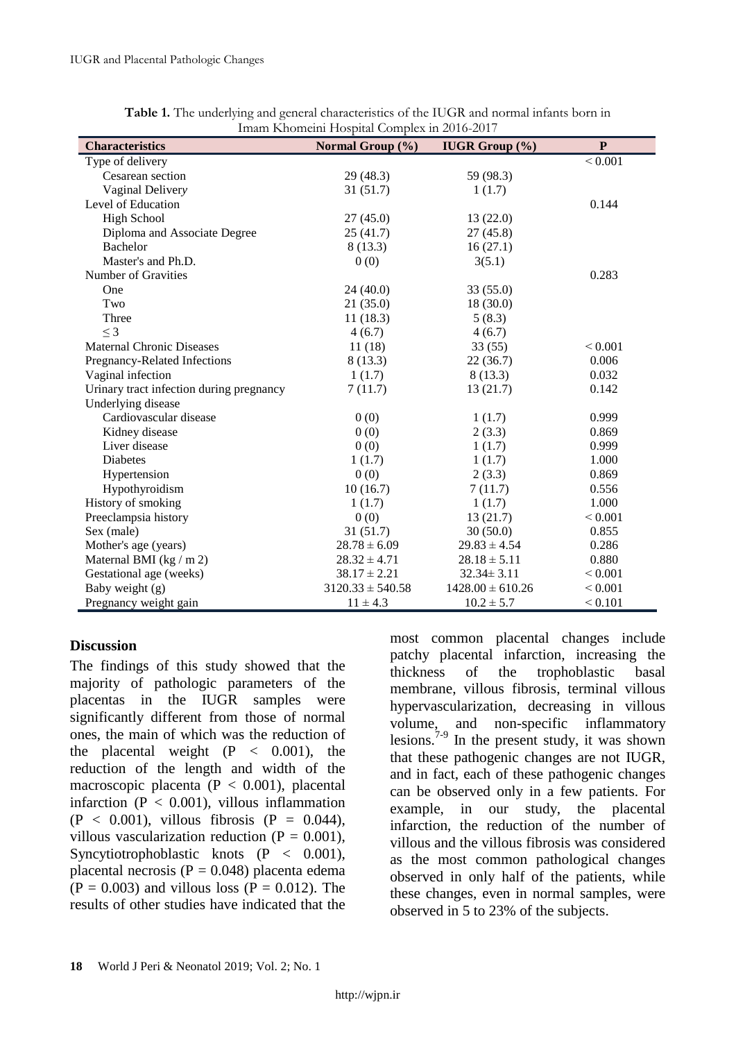**Table 1.** The underlying and general characteristics of the IUGR and normal infants born in Imam Khomeini Hospital Complex in 2016-2017

| Characteristics | Normal Group (%) | IUGR Group (%) | P |
|---|---|---|---|
| Type of delivery | | | < 0.001 |
| Cesarean section | 29 (48.3) | 59 (98.3) | |
| Vaginal Delivery | 31 (51.7) | 1 (1.7) | |
| Level of Education | | | 0.144 |
| High School | 27 (45.0) | 13 (22.0) | |
| Diploma and Associate Degree | 25 (41.7) | 27 (45.8) | |
| Bachelor | 8 (13.3) | 16 (27.1) | |
| Master's and Ph.D. | 0 (0) | 3(5.1) | |
| Number of Gravities | | | 0.283 |
| One | 24 (40.0) | 33 (55.0) | |
| Two | 21 (35.0) | 18 (30.0) | |
| Three | 11 (18.3) | 5 (8.3) | |
| ≤ 3 | 4 (6.7) | 4 (6.7) | |
| Maternal Chronic Diseases | 11 (18) | 33 (55) | < 0.001 |
| Pregnancy-Related Infections | 8 (13.3) | 22 (36.7) | 0.006 |
| Vaginal infection | 1 (1.7) | 8 (13.3) | 0.032 |
| Urinary tract infection during pregnancy | 7 (11.7) | 13 (21.7) | 0.142 |
| Underlying disease | | | |
| Cardiovascular disease | 0 (0) | 1 (1.7) | 0.999 |
| Kidney disease | 0 (0) | 2 (3.3) | 0.869 |
| Liver disease | 0 (0) | 1 (1.7) | 0.999 |
| Diabetes | 1 (1.7) | 1 (1.7) | 1.000 |
| Hypertension | 0 (0) | 2 (3.3) | 0.869 |
| Hypothyroidism | 10 (16.7) | 7 (11.7) | 0.556 |
| History of smoking | 1 (1.7) | 1 (1.7) | 1.000 |
| Preeclampsia history | 0 (0) | 13 (21.7) | < 0.001 |
| Sex (male) | 31 (51.7) | 30 (50.0) | 0.855 |
| Mother's age (years) | 28.78 ± 6.09 | 29.83 ± 4.54 | 0.286 |
| Maternal BMI (kg / m 2) | 28.32 ± 4.71 | 28.18 ± 5.11 | 0.880 |
| Gestational age (weeks) | 38.17 ± 2.21 | 32.34± 3.11 | < 0.001 |
| Baby weight (g) | 3120.33 ± 540.58 | 1428.00 ± 610.26 | < 0.001 |
| Pregnancy weight gain | 11 ± 4.3 | 10.2 ± 5.7 | < 0.101 |

## Discussion

The findings of this study showed that the majority of pathologic parameters of the placentas in the IUGR samples were significantly different from those of normal ones, the main of which was the reduction of the placental weight ($P < 0.001$), the reduction of the length and width of the macroscopic placenta ($P < 0.001$), placental infarction ($P < 0.001$), villous inflammation ($P < 0.001$), villous fibrosis ($P = 0.044$), villous vascularization reduction ($P = 0.001$), Syncytiotrophoblastic knots ($P < 0.001$), placental necrosis ($P = 0.048$) placenta edema ($P = 0.003$) and villous loss ($P = 0.012$). The results of other studies have indicated that the most common placental changes include patchy placental infarction, increasing the thickness of the trophoblastic basal membrane, villous fibrosis, terminal villous hypervascularization, decreasing in villous volume, and non-specific inflammatory lesions.[7-9] In the present study, it was shown that these pathogenic changes are not IUGR, and in fact, each of these pathogenic changes can be observed only in a few patients. For example, in our study, the placental infarction, the reduction of the number of villous and the villous fibrosis was considered as the most common pathological changes observed in only half of the patients, while these changes, even in normal samples, were observed in 5 to 23% of the subjects.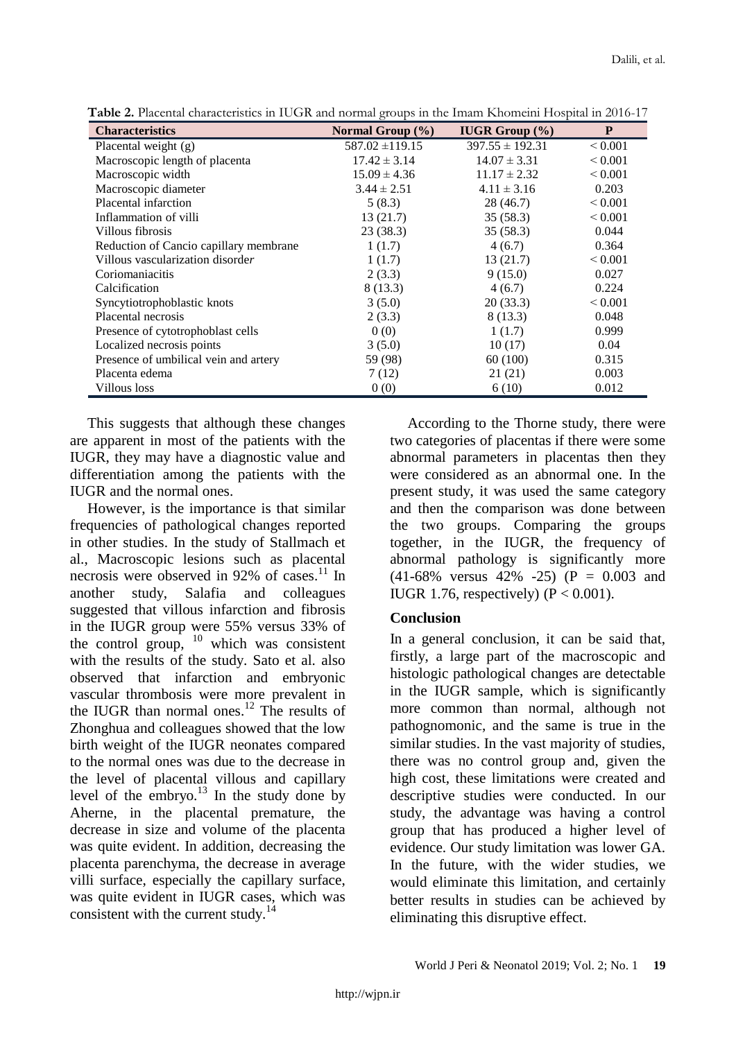**Table 2.** Placental characteristics in IUGR and normal groups in the Imam Khomeini Hospital in 2016-17

| Characteristics | Normal Group (%) | IUGR Group (%) | P |
|---|---|---|---|
| Placental weight (g) | 587.02 ±119.15 | 397.55 ± 192.31 | < 0.001 |
| Macroscopic length of placenta | 17.42 ± 3.14 | 14.07 ± 3.31 | < 0.001 |
| Macroscopic width | 15.09 ± 4.36 | 11.17 ± 2.32 | < 0.001 |
| Macroscopic diameter | 3.44 ± 2.51 | 4.11 ± 3.16 | 0.203 |
| Placental infarction | 5 (8.3) | 28 (46.7) | < 0.001 |
| Inflammation of villi | 13 (21.7) | 35 (58.3) | < 0.001 |
| Villous fibrosis | 23 (38.3) | 35 (58.3) | 0.044 |
| Reduction of Cancio capillary membrane | 1 (1.7) | 4 (6.7) | 0.364 |
| Villous vascularization disorder | 1 (1.7) | 13 (21.7) | < 0.001 |
| Coriomaniacitis | 2 (3.3) | 9 (15.0) | 0.027 |
| Calcification | 8 (13.3) | 4 (6.7) | 0.224 |
| Syncytiotrophoblastic knots | 3 (5.0) | 20 (33.3) | < 0.001 |
| Placental necrosis | 2 (3.3) | 8 (13.3) | 0.048 |
| Presence of cytotrophoblast cells | 0 (0) | 1 (1.7) | 0.999 |
| Localized necrosis points | 3 (5.0) | 10 (17) | 0.04 |
| Presence of umbilical vein and artery | 59 (98) | 60 (100) | 0.315 |
| Placenta edema | 7 (12) | 21 (21) | 0.003 |
| Villous loss | 0 (0) | 6 (10) | 0.012 |

This suggests that although these changes are apparent in most of the patients with the IUGR, they may have a diagnostic value and differentiation among the patients with the IUGR and the normal ones.

However, is the importance is that similar frequencies of pathological changes reported in other studies. In the study of Stallmach et al., Macroscopic lesions such as placental necrosis were observed in 92% of cases.[11] In another study, Salafia and colleagues suggested that villous infarction and fibrosis in the IUGR group were 55% versus 33% of the control group, [10] which was consistent with the results of the study. Sato et al. also observed that infarction and embryonic vascular thrombosis were more prevalent in the IUGR than normal ones.[12] The results of Zhonghua and colleagues showed that the low birth weight of the IUGR neonates compared to the normal ones was due to the decrease in the level of placental villous and capillary level of the embryo.[13] In the study done by Aherne, in the placental premature, the decrease in size and volume of the placenta was quite evident. In addition, decreasing the placenta parenchyma, the decrease in average villi surface, especially the capillary surface, was quite evident in IUGR cases, which was consistent with the current study.[14]

According to the Thorne study, there were two categories of placentas if there were some abnormal parameters in placentas then they were considered as an abnormal one. In the present study, it was used the same category and then the comparison was done between the two groups. Comparing the groups together, in the IUGR, the frequency of abnormal pathology is significantly more (41-68% versus 42% -25) (P = 0.003 and IUGR 1.76, respectively) (P < 0.001).

## Conclusion

In a general conclusion, it can be said that, firstly, a large part of the macroscopic and histologic pathological changes are detectable in the IUGR sample, which is significantly more common than normal, although not pathognomonic, and the same is true in the similar studies. In the vast majority of studies, there was no control group and, given the high cost, these limitations were created and descriptive studies were conducted. In our study, the advantage was having a control group that has produced a higher level of evidence. Our study limitation was lower GA. In the future, with the wider studies, we would eliminate this limitation, and certainly better results in studies can be achieved by eliminating this disruptive effect.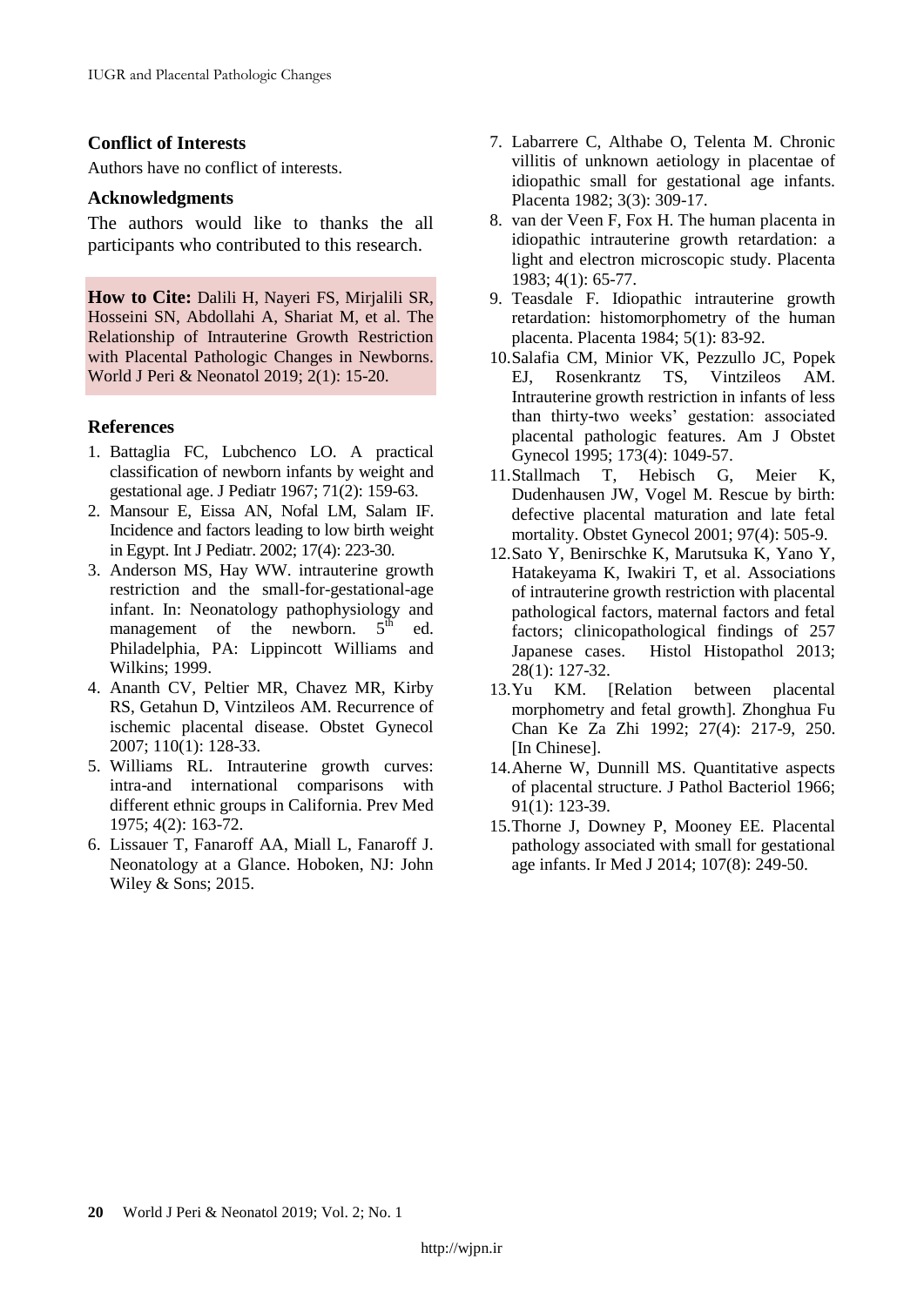### Conflict of Interests

Authors have no conflict of interests.

### Acknowledgments

The authors would like to thanks the all participants who contributed to this research.

**How to Cite:** Dalili H, Nayeri FS, Mirjalili SR, Hosseini SN, Abdollahi A, Shariat M, et al. The Relationship of Intrauterine Growth Restriction with Placental Pathologic Changes in Newborns. World J Peri & Neonatol 2019; 2(1): 15-20.

### References

1. Battaglia FC, Lubchenco LO. A practical classification of newborn infants by weight and gestational age. J Pediatr 1967; 71(2): 159-63.
2. Mansour E, Eissa AN, Nofal LM, Salam IF. Incidence and factors leading to low birth weight in Egypt. Int J Pediatr. 2002; 17(4): 223-30.
3. Anderson MS, Hay WW. intrauterine growth restriction and the small-for-gestational-age infant. In: Neonatology pathophysiology and management of the newborn. 5th ed. Philadelphia, PA: Lippincott Williams and Wilkins; 1999.
4. Ananth CV, Peltier MR, Chavez MR, Kirby RS, Getahun D, Vintzileos AM. Recurrence of ischemic placental disease. Obstet Gynecol 2007; 110(1): 128-33.
5. Williams RL. Intrauterine growth curves: intra-and international comparisons with different ethnic groups in California. Prev Med 1975; 4(2): 163-72.
6. Lissauer T, Fanaroff AA, Miall L, Fanaroff J. Neonatology at a Glance. Hoboken, NJ: John Wiley & Sons; 2015.
7. Labarrere C, Althabe O, Telenta M. Chronic villitis of unknown aetiology in placentae of idiopathic small for gestational age infants. Placenta 1982; 3(3): 309-17.
8. van der Veen F, Fox H. The human placenta in idiopathic intrauterine growth retardation: a light and electron microscopic study. Placenta 1983; 4(1): 65-77.
9. Teasdale F. Idiopathic intrauterine growth retardation: histomorphometry of the human placenta. Placenta 1984; 5(1): 83-92.
10. Salafia CM, Minior VK, Pezzullo JC, Popek EJ, Rosenkrantz TS, Vintzileos AM. Intrauterine growth restriction in infants of less than thirty-two weeks' gestation: associated placental pathologic features. Am J Obstet Gynecol 1995; 173(4): 1049-57.
11. Stallmach T, Hebisch G, Meier K, Dudenhausen JW, Vogel M. Rescue by birth: defective placental maturation and late fetal mortality. Obstet Gynecol 2001; 97(4): 505-9.
12. Sato Y, Benirschke K, Marutsuka K, Yano Y, Hatakeyama K, Iwakiri T, et al. Associations of intrauterine growth restriction with placental pathological factors, maternal factors and fetal factors; clinicopathological findings of 257 Japanese cases. Histol Histopathol 2013; 28(1): 127-32.
13. Yu KM. [Relation between placental morphometry and fetal growth]. Zhonghua Fu Chan Ke Za Zhi 1992; 27(4): 217-9, 250. [In Chinese].
14. Aherne W, Dunnill MS. Quantitative aspects of placental structure. J Pathol Bacteriol 1966; 91(1): 123-39.
15. Thorne J, Downey P, Mooney EE. Placental pathology associated with small for gestational age infants. Ir Med J 2014; 107(8): 249-50.